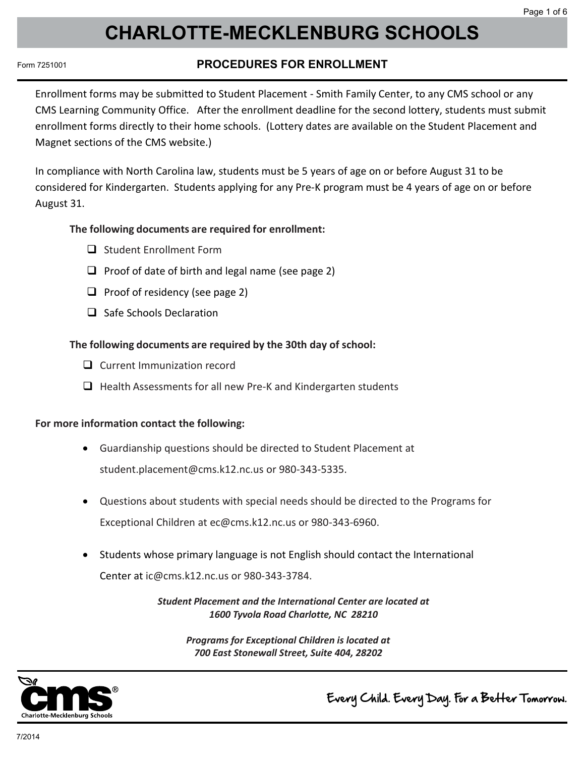# CHARLOTTE-MECKLENBURG SCHOOLS

Form 7251001

## PROCEDURES FOR ENROLLMENT

Enrollment forms may be submitted to Student Placement - Smith Family Center, to any CMS school or any CMS Learning Community Office. After the enrollment deadline for the second lottery, students must submit enrollment forms directly to their home schools. (Lottery dates are available on the Student Placement and Magnet sections of the CMS website.)

In compliance with North Carolina law, students must be 5 years of age on or before August 31 to be considered for Kindergarten. Students applying for any Pre-K program must be 4 years of age on or before August 31.

**The following documents are required for enrollment:**

- ☐ Student Enrollment Form
- ☐ Proof of date of birth and legal name (see page 2)
- ☐ Proof of residency (see page 2)
- ☐ Safe Schools Declaration

**The following documents are required by the 30th day of school:**

- ☐ Current Immunization record
- ☐ Health Assessments for all new Pre-K and Kindergarten students

**For more information contact the following:**

- Guardianship questions should be directed to Student Placement at student.placement@cms.k12.nc.us or 980-343-5335.
- Questions about students with special needs should be directed to the Programs for Exceptional Children at ec@cms.k12.nc.us or 980-343-6960.
- Students whose primary language is not English should contact the International Center at ic@cms.k12.nc.us or 980-343-3784.

***Student Placement and the International Center are located at***
***1600 Tyvola Road Charlotte, NC 28210***

***Programs for Exceptional Children is located at***
***700 East Stonewall Street, Suite 404, 28202***

Every Child. Every Day. For a Better Tomorrow.

7/2014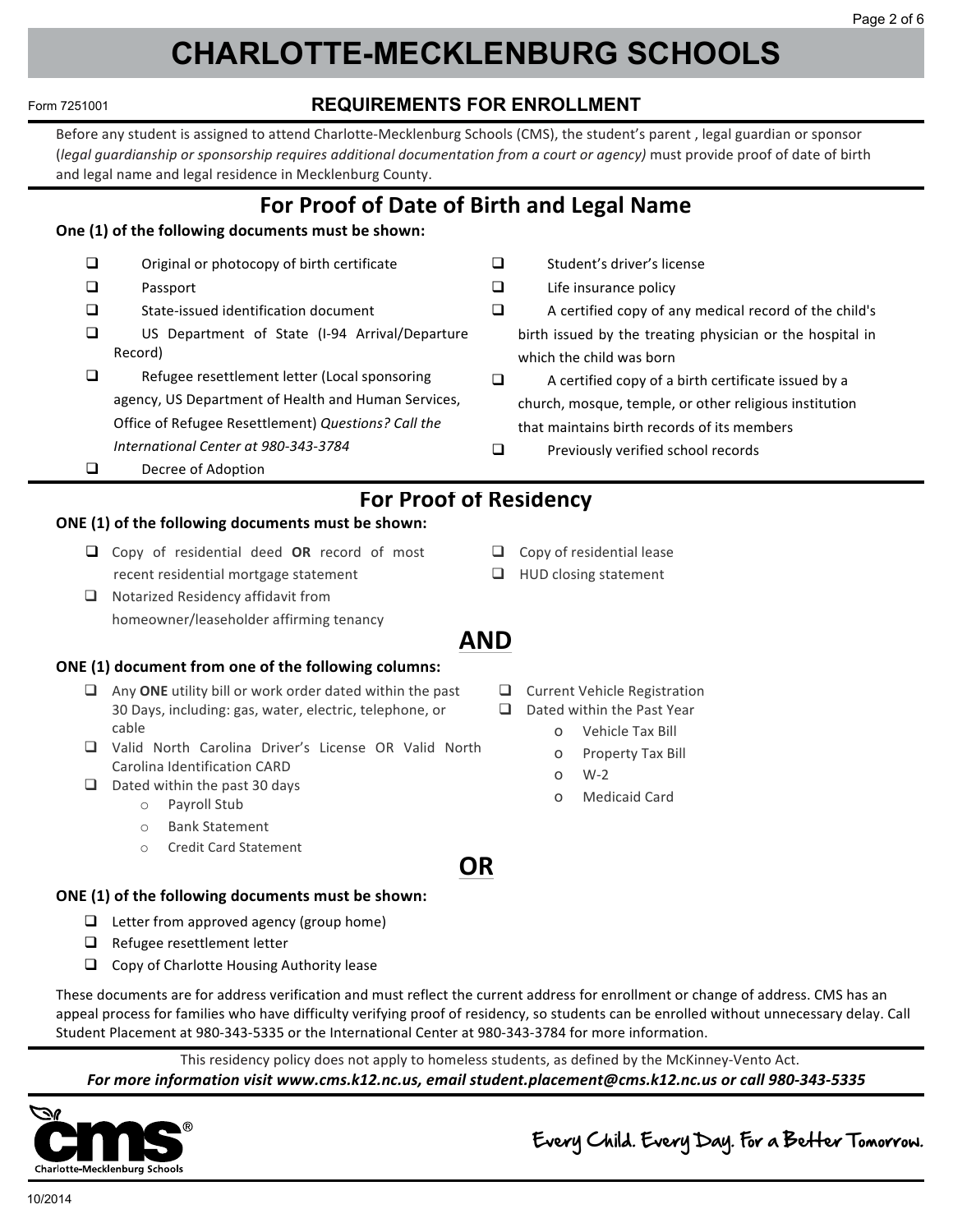# CHARLOTTE-MECKLENBURG SCHOOLS

Form 7251001

## REQUIREMENTS FOR ENROLLMENT

Before any student is assigned to attend Charlotte-Mecklenburg Schools (CMS), the student's parent , legal guardian or sponsor (*legal guardianship or sponsorship requires additional documentation from a court or agency)* must provide proof of date of birth and legal name and legal residence in Mecklenburg County.

## For Proof of Date of Birth and Legal Name

**One (1) of the following documents must be shown:**

- ☐ Original or photocopy of birth certificate
- ☐ Passport
- ☐ State-issued identification document
- ☐ US Department of State (I-94 Arrival/Departure Record)
- ☐ Refugee resettlement letter (Local sponsoring agency, US Department of Health and Human Services, Office of Refugee Resettlement) *Questions? Call the International Center at 980-343-3784*
- ☐ Decree of Adoption
- ☐ Student's driver's license
- ☐ Life insurance policy
- ☐ A certified copy of any medical record of the child's birth issued by the treating physician or the hospital in which the child was born
- ☐ A certified copy of a birth certificate issued by a church, mosque, temple, or other religious institution that maintains birth records of its members
- ☐ Previously verified school records

## For Proof of Residency

**ONE (1) of the following documents must be shown:**

- ☐ Copy of residential deed **OR** record of most recent residential mortgage statement
- ☐ Notarized Residency affidavit from homeowner/leaseholder affirming tenancy
- ☐ Copy of residential lease
- ☐ HUD closing statement

**AND**

**ONE (1) document from one of the following columns:**

- ☐ Any **ONE** utility bill or work order dated within the past 30 Days, including: gas, water, electric, telephone, or cable
- ☐ Valid North Carolina Driver's License OR Valid North Carolina Identification CARD
- ☐ Dated within the past 30 days
  - Payroll Stub
  - Bank Statement
  - Credit Card Statement
- ☐ Current Vehicle Registration
- ☐ Dated within the Past Year
  - Vehicle Tax Bill
  - Property Tax Bill
  - W-2
  - Medicaid Card

**OR**

**ONE (1) of the following documents must be shown:**

- ☐ Letter from approved agency (group home)
- ☐ Refugee resettlement letter
- ☐ Copy of Charlotte Housing Authority lease

These documents are for address verification and must reflect the current address for enrollment or change of address. CMS has an appeal process for families who have difficulty verifying proof of residency, so students can be enrolled without unnecessary delay. Call Student Placement at 980-343-5335 or the International Center at 980-343-3784 for more information.

This residency policy does not apply to homeless students, as defined by the McKinney-Vento Act.

***For more information visit www.cms.k12.nc.us, email student.placement@cms.k12.nc.us or call 980-343-5335***

CMS® Charlotte-Mecklenburg Schools

Every Child. Every Day. For a Better Tomorrow.

10/2014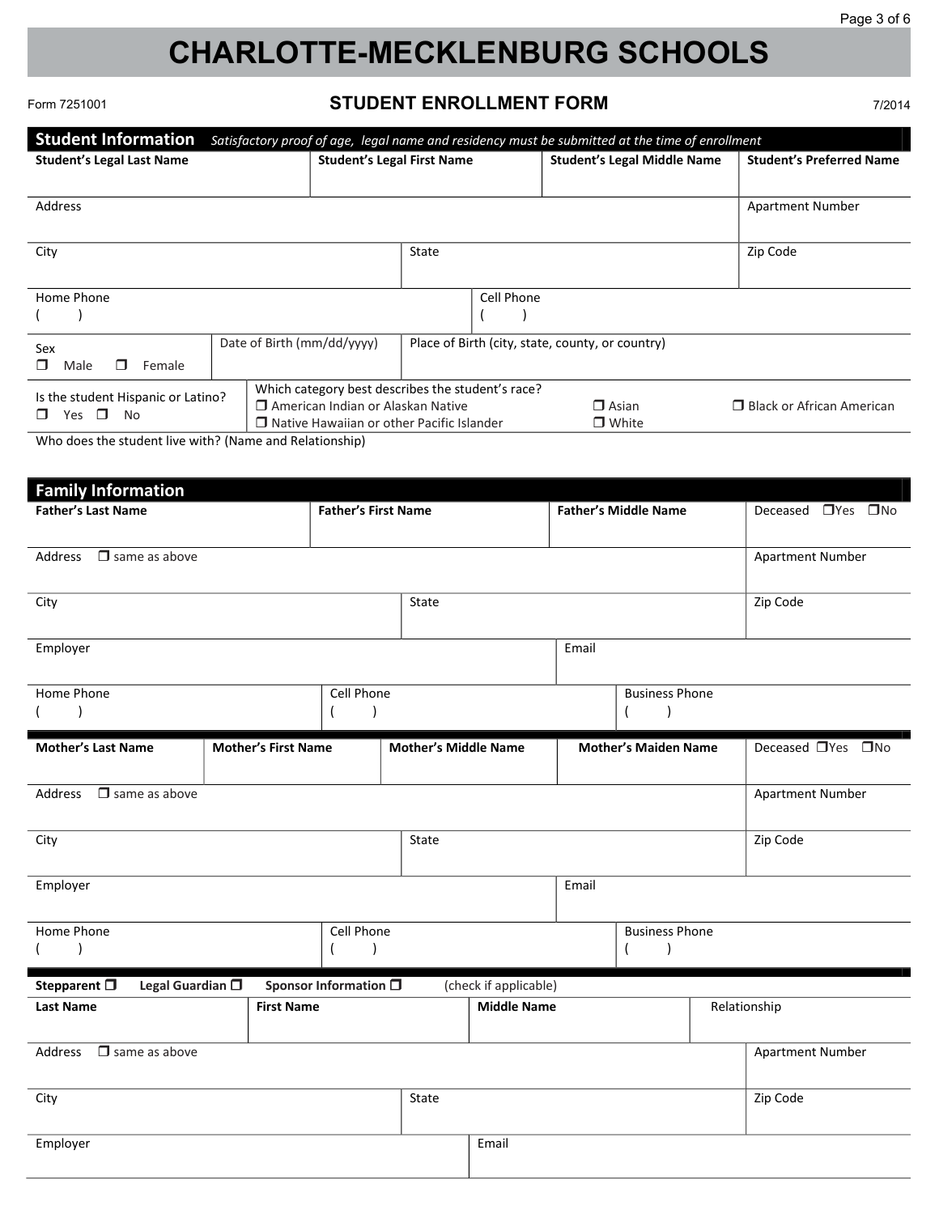# CHARLOTTE-MECKLENBURG SCHOOLS

Form 7251001

## STUDENT ENROLLMENT FORM

7/2014

## Student Information

*Satisfactory proof of age, legal name and residency must be submitted at the time of enrollment*

| **Student's Legal Last Name** | **Student's Legal First Name** | **Student's Legal Middle Name** | **Student's Preferred Name** |
|---|---|---|---|
| | | | |

| Address | Apartment Number |
|---|---|
| | |

| City | State | Zip Code |
|---|---|---|
| | | |

| Home Phone | Cell Phone |
|---|---|
| ( ) | ( ) |

| Sex | Date of Birth (mm/dd/yyyy) | Place of Birth (city, state, county, or country) |
|---|---|---|
| ❒ Male ❒ Female | | |

| Is the student Hispanic or Latino? | Which category best describes the student's race? |
|---|---|
| ❒ Yes ❒ No | ❒ American Indian or Alaskan Native ❒ Asian ❒ Black or African American ❒ Native Hawaiian or other Pacific Islander ❒ White |

Who does the student live with? (Name and Relationship)

## Family Information

| **Father's Last Name** | **Father's First Name** | **Father's Middle Name** | Deceased ❒Yes ❒No |
|---|---|---|---|
| | | | |

| Address ❒ same as above | Apartment Number |
|---|---|
| | |

| City | State | Zip Code |
|---|---|---|
| | | |

| Employer | Email |
|---|---|
| | |

| Home Phone | Cell Phone | Business Phone |
|---|---|---|
| ( ) | ( ) | ( ) |

| **Mother's Last Name** | **Mother's First Name** | **Mother's Middle Name** | **Mother's Maiden Name** | Deceased ❒Yes ❒No |
|---|---|---|---|---|
| | | | | |

| Address ❒ same as above | Apartment Number |
|---|---|
| | |

| City | State | Zip Code |
|---|---|---|
| | | |

| Employer | Email |
|---|---|
| | |

| Home Phone | Cell Phone | Business Phone |
|---|---|---|
| ( ) | ( ) | ( ) |

**Stepparent** ❒ **Legal Guardian** ❒ **Sponsor Information** ❒ (check if applicable)

| **Last Name** | **First Name** | **Middle Name** | Relationship |
|---|---|---|---|
| | | | |

| Address ❒ same as above | Apartment Number |
|---|---|
| | |

| City | State | Zip Code |
|---|---|---|
| | | |

| Employer | Email |
|---|---|
| | |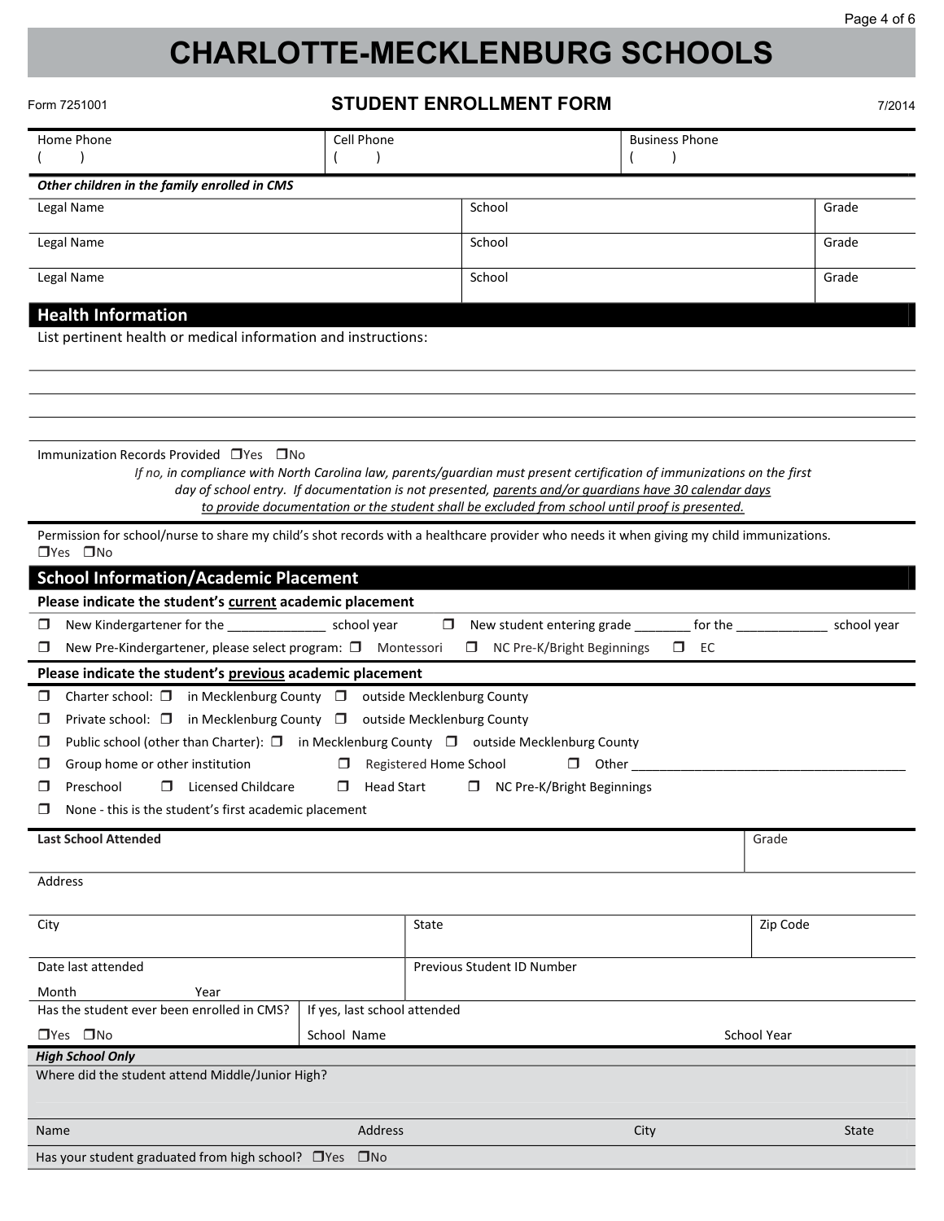# CHARLOTTE-MECKLENBURG SCHOOLS

Form 7251001 **STUDENT ENROLLMENT FORM** 7/2014

| Home Phone | Cell Phone | Business Phone |
|---|---|---|
| (   ) | (   ) | (   ) |

***Other children in the family enrolled in CMS***

| Legal Name | School | Grade |
|---|---|---|
| Legal Name | School | Grade |
| Legal Name | School | Grade |

## Health Information

List pertinent health or medical information and instructions:

Immunization Records Provided ❐Yes ❐No

*If no, in compliance with North Carolina law, parents/guardian must present certification of immunizations on the first day of school entry. If documentation is not presented, parents and/or guardians have 30 calendar days to provide documentation or the student shall be excluded from school until proof is presented.*

Permission for school/nurse to share my child's shot records with a healthcare provider who needs it when giving my child immunizations.
❐Yes ❐No

## School Information/Academic Placement

**Please indicate the student's current academic placement**

❐ New Kindergartener for the _____________ school year ❐ New student entering grade ________ for the _____________ school year

❐ New Pre-Kindergartener, please select program: ❐ Montessori ❐ NC Pre-K/Bright Beginnings ❐ EC

**Please indicate the student's previous academic placement**

❐ Charter school: ❐ in Mecklenburg County ❐ outside Mecklenburg County

❐ Private school: ❐ in Mecklenburg County ❐ outside Mecklenburg County

❐ Public school (other than Charter): ❐ in Mecklenburg County ❐ outside Mecklenburg County

❐ Group home or other institution ❐ Registered Home School ❐ Other _______________________________________

❐ Preschool ❐ Licensed Childcare ❐ Head Start ❐ NC Pre-K/Bright Beginnings

❐ None - this is the student's first academic placement

| **Last School Attended** | | Grade |
|---|---|---|
| Address | | |
| City | State | Zip Code |
| Date last attended<br>Month Year | Previous Student ID Number | |
| Has the student ever been enrolled in CMS?<br>❐Yes ❐No | If yes, last attended<br>School Name | School Year |

***High School Only***

Where did the student attend Middle/Junior High?

| Name | Address | City | State |
|---|---|---|---|

Has your student graduated from high school? ❐Yes ❐No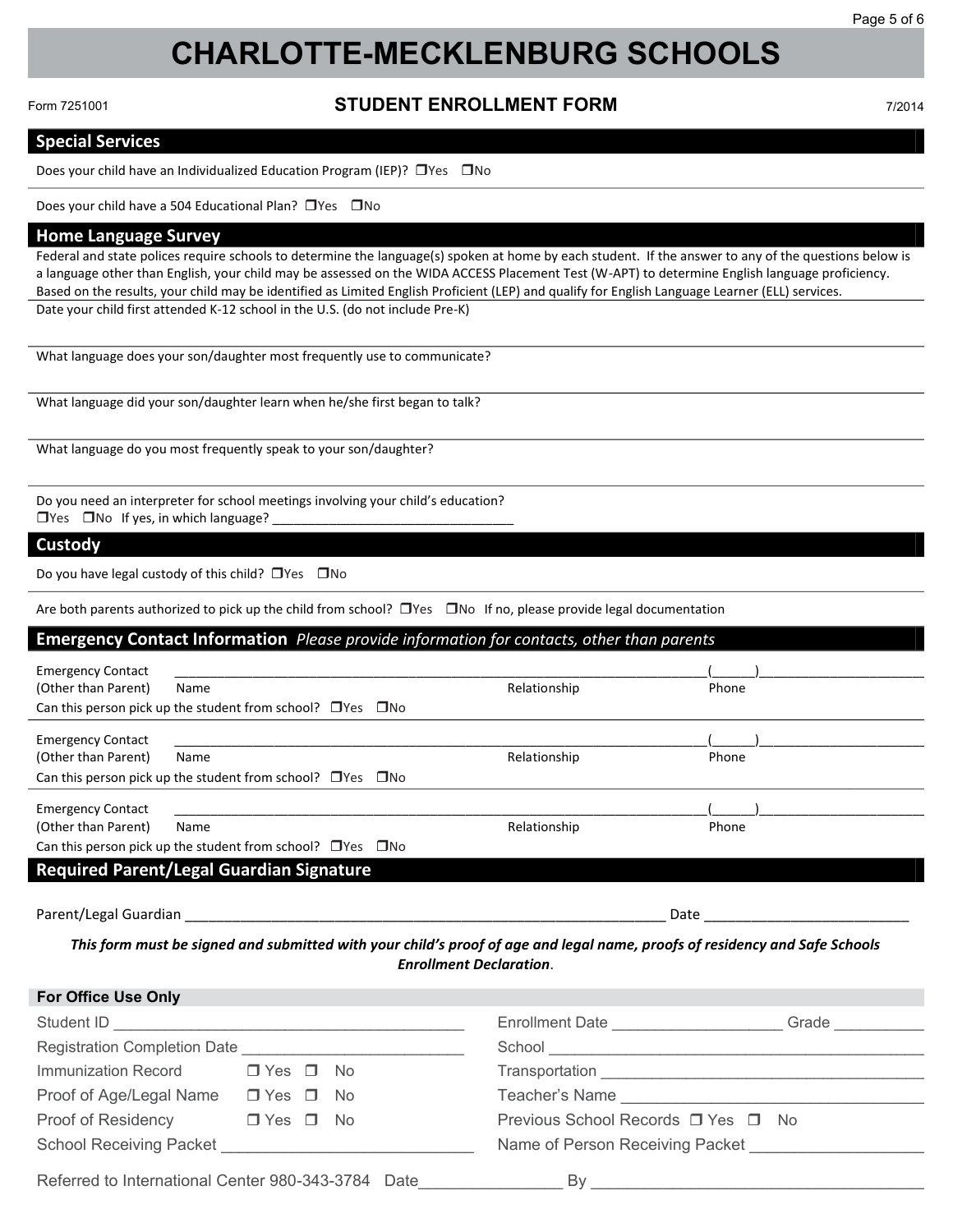# CHARLOTTE-MECKLENBURG SCHOOLS

Form 7251001 **STUDENT ENROLLMENT FORM** 7/2014

## Special Services

Does your child have an Individualized Education Program (IEP)? ❒Yes ❒No

Does your child have a 504 Educational Plan? ❒Yes ❒No

## Home Language Survey

Federal and state polices require schools to determine the language(s) spoken at home by each student. If the answer to any of the questions below is a language other than English, your child may be assessed on the WIDA ACCESS Placement Test (W-APT) to determine English language proficiency. Based on the results, your child may be identified as Limited English Proficient (LEP) and qualify for English Language Learner (ELL) services.

Date your child first attended K-12 school in the U.S. (do not include Pre-K)

What language does your son/daughter most frequently use to communicate?

What language did your son/daughter learn when he/she first began to talk?

What language do you most frequently speak to your son/daughter?

Do you need an interpreter for school meetings involving your child's education?
❒Yes ❒No If yes, in which language? ________________________________

## Custody

Do you have legal custody of this child? ❒Yes ❒No

Are both parents authorized to pick up the child from school? ❒Yes ❒No If no, please provide legal documentation

## Emergency Contact Information *Please provide information for contacts, other than parents*

Emergency Contact (Other than Parent) ________________________________ Name ________________ Relationship (______)________________ Phone
Can this person pick up the student from school? ❒Yes ❒No

Emergency Contact (Other than Parent) ________________________________ Name ________________ Relationship (______)________________ Phone
Can this person pick up the student from school? ❒Yes ❒No

Emergency Contact (Other than Parent) ________________________________ Name ________________ Relationship (______)________________ Phone
Can this person pick up the student from school? ❒Yes ❒No

## Required Parent/Legal Guardian Signature

Parent/Legal Guardian ____________________________________________ Date ________________________

***This form must be signed and submitted with your child's proof of age and legal name, proofs of residency and Safe Schools Enrollment Declaration**.*

### For Office Use Only

Student ID ________________________________________

Registration Completion Date ________________________

Immunization Record ❒ Yes ❒ No

Proof of Age/Legal Name ❒ Yes ❒ No

Proof of Residency ❒ Yes ❒ No

School Receiving Packet ____________________________

Enrollment Date ____________________ Grade __________

School ____________________________________________

Transportation ______________________________________

Teacher's Name _____________________________________

Previous School Records ❒ Yes ❒ No

Name of Person Receiving Packet ____________________

Referred to International Center 980-343-3784 Date________________ By ____________________________________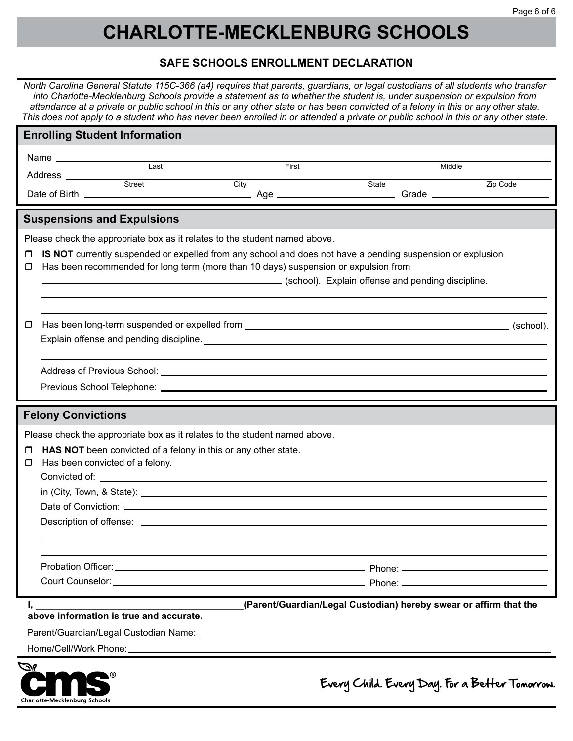# CHARLOTTE-MECKLENBURG SCHOOLS

## SAFE SCHOOLS ENROLLMENT DECLARATION

*North Carolina General Statute 115C-366 (a4) requires that parents, guardians, or legal custodians of all students who transfer into Charlotte-Mecklenburg Schools provide a statement as to whether the student is, under suspension or expulsion from attendance at a private or public school in this or any other state or has been convicted of a felony in this or any other state. This does not apply to a student who has never been enrolled in or attended a private or public school in this or any other state.*

### Enrolling Student Information

Name ______________________________________________
Last First Middle

Address ______________________________________________
Street City State Zip Code

Date of Birth ____________________ Age ____________________ Grade ____________________

### Suspensions and Expulsions

Please check the appropriate box as it relates to the student named above.

- ☐ **IS NOT** currently suspended or expelled from any school and does not have a pending suspension or explusion
- ☐ Has been recommended for long term (more than 10 days) suspension or expulsion from ____________________ (school). Explain offense and pending discipline.

  ______________________________________________

  ______________________________________________

- ☐ Has been long-term suspended or expelled from ____________________ (school).

  Explain offense and pending discipline. ______________________________________________

  ______________________________________________

  Address of Previous School: ______________________________________________

  Previous School Telephone: ______________________________________________

### Felony Convictions

Please check the appropriate box as it relates to the student named above.

- ☐ **HAS NOT** been convicted of a felony in this or any other state.
- ☐ Has been convicted of a felony.

  Convicted of: ______________________________________________

  in (City, Town, & State): ______________________________________________

  Date of Conviction: ______________________________________________

  Description of offense: ______________________________________________

  ______________________________________________

  ______________________________________________

  Probation Officer: ____________________ Phone: ____________________

  Court Counselor: ____________________ Phone: ____________________

**I, ____________________ (Parent/Guardian/Legal Custodian) hereby swear or affirm that the above information is true and accurate.**

Parent/Guardian/Legal Custodian Name: ______________________________________________

Home/Cell/Work Phone: ______________________________________________

cms® Charlotte-Mecklenburg Schools

Every Child. Every Day. For a Better Tomorrow.